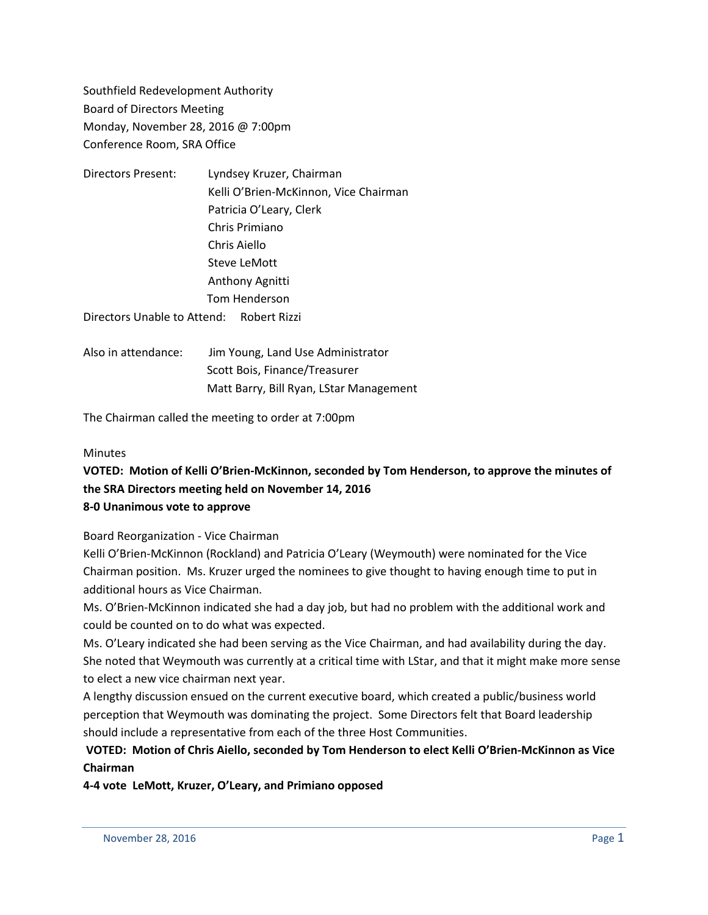Southfield Redevelopment Authority
Board of Directors Meeting
Monday, November 28, 2016 @ 7:00pm
Conference Room, SRA Office

Directors Present: Lyndsey Kruzer, Chairman
Kelli O'Brien-McKinnon, Vice Chairman
Patricia O'Leary, Clerk
Chris Primiano
Chris Aiello
Steve LeMott
Anthony Agnitti
Tom Henderson

Directors Unable to Attend: Robert Rizzi

Also in attendance: Jim Young, Land Use Administrator
Scott Bois, Finance/Treasurer
Matt Barry, Bill Ryan, LStar Management

The Chairman called the meeting to order at 7:00pm

Minutes

**VOTED: Motion of Kelli O'Brien-McKinnon, seconded by Tom Henderson, to approve the minutes of the SRA Directors meeting held on November 14, 2016**
**8-0 Unanimous vote to approve**

Board Reorganization - Vice Chairman

Kelli O'Brien-McKinnon (Rockland) and Patricia O'Leary (Weymouth) were nominated for the Vice Chairman position. Ms. Kruzer urged the nominees to give thought to having enough time to put in additional hours as Vice Chairman.

Ms. O'Brien-McKinnon indicated she had a day job, but had no problem with the additional work and could be counted on to do what was expected.

Ms. O'Leary indicated she had been serving as the Vice Chairman, and had availability during the day. She noted that Weymouth was currently at a critical time with LStar, and that it might make more sense to elect a new vice chairman next year.

A lengthy discussion ensued on the current executive board, which created a public/business world perception that Weymouth was dominating the project. Some Directors felt that Board leadership should include a representative from each of the three Host Communities.

**VOTED: Motion of Chris Aiello, seconded by Tom Henderson to elect Kelli O'Brien-McKinnon as Vice Chairman**
**4-4 vote LeMott, Kruzer, O'Leary, and Primiano opposed**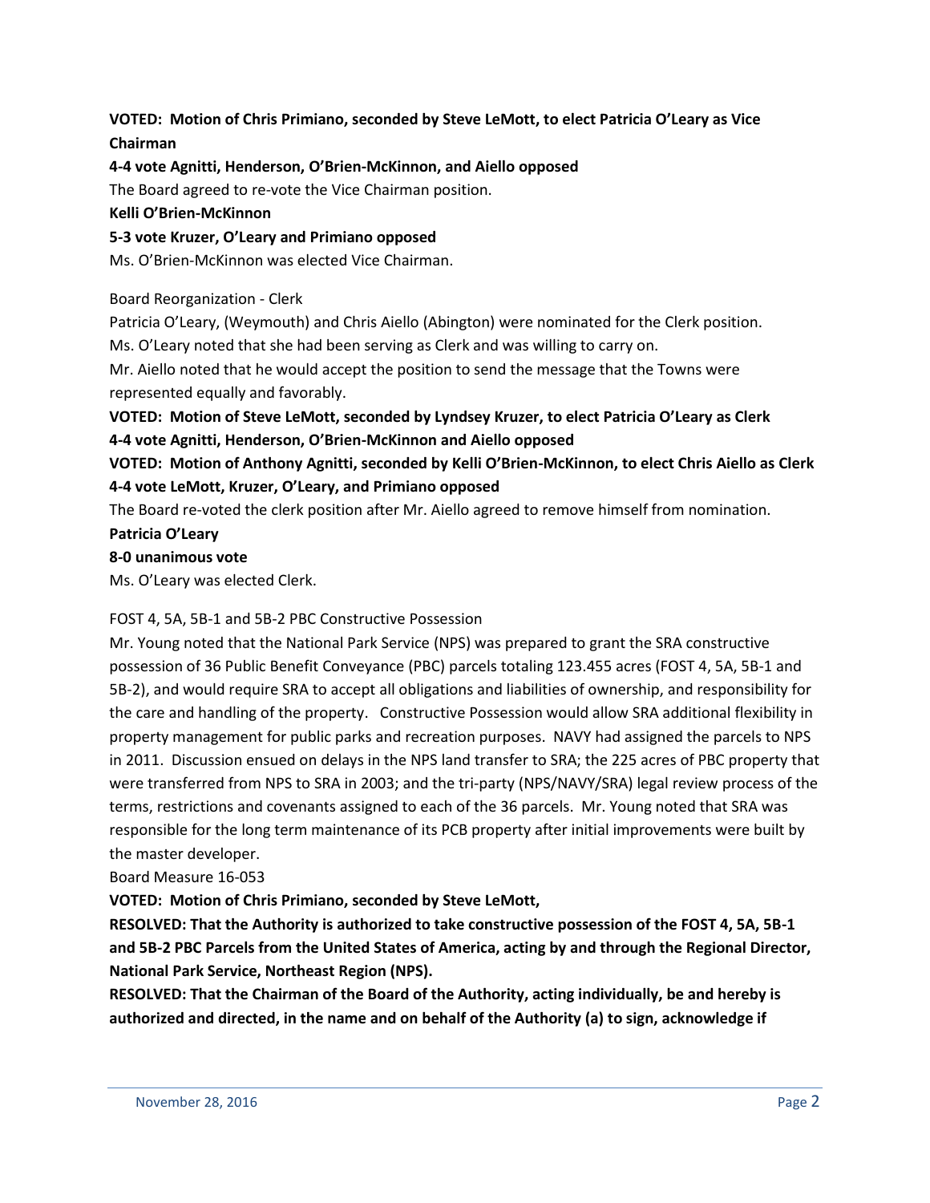**VOTED: Motion of Chris Primiano, seconded by Steve LeMott, to elect Patricia O'Leary as Vice Chairman**

**4-4 vote Agnitti, Henderson, O'Brien-McKinnon, and Aiello opposed**

The Board agreed to re-vote the Vice Chairman position.

**Kelli O'Brien-McKinnon**

**5-3 vote Kruzer, O'Leary and Primiano opposed**

Ms. O'Brien-McKinnon was elected Vice Chairman.

Board Reorganization - Clerk

Patricia O'Leary, (Weymouth) and Chris Aiello (Abington) were nominated for the Clerk position.

Ms. O'Leary noted that she had been serving as Clerk and was willing to carry on.

Mr. Aiello noted that he would accept the position to send the message that the Towns were represented equally and favorably.

**VOTED: Motion of Steve LeMott, seconded by Lyndsey Kruzer, to elect Patricia O'Leary as Clerk**

**4-4 vote Agnitti, Henderson, O'Brien-McKinnon and Aiello opposed**

**VOTED: Motion of Anthony Agnitti, seconded by Kelli O'Brien-McKinnon, to elect Chris Aiello as Clerk**

**4-4 vote LeMott, Kruzer, O'Leary, and Primiano opposed**

The Board re-voted the clerk position after Mr. Aiello agreed to remove himself from nomination.

**Patricia O'Leary**

**8-0 unanimous vote**

Ms. O'Leary was elected Clerk.

FOST 4, 5A, 5B-1 and 5B-2 PBC Constructive Possession

Mr. Young noted that the National Park Service (NPS) was prepared to grant the SRA constructive possession of 36 Public Benefit Conveyance (PBC) parcels totaling 123.455 acres (FOST 4, 5A, 5B-1 and 5B-2), and would require SRA to accept all obligations and liabilities of ownership, and responsibility for the care and handling of the property. Constructive Possession would allow SRA additional flexibility in property management for public parks and recreation purposes. NAVY had assigned the parcels to NPS in 2011. Discussion ensued on delays in the NPS land transfer to SRA; the 225 acres of PBC property that were transferred from NPS to SRA in 2003; and the tri-party (NPS/NAVY/SRA) legal review process of the terms, restrictions and covenants assigned to each of the 36 parcels. Mr. Young noted that SRA was responsible for the long term maintenance of its PCB property after initial improvements were built by the master developer.

Board Measure 16-053

**VOTED: Motion of Chris Primiano, seconded by Steve LeMott,**

**RESOLVED: That the Authority is authorized to take constructive possession of the FOST 4, 5A, 5B-1 and 5B-2 PBC Parcels from the United States of America, acting by and through the Regional Director, National Park Service, Northeast Region (NPS).**

**RESOLVED: That the Chairman of the Board of the Authority, acting individually, be and hereby is authorized and directed, in the name and on behalf of the Authority (a) to sign, acknowledge if**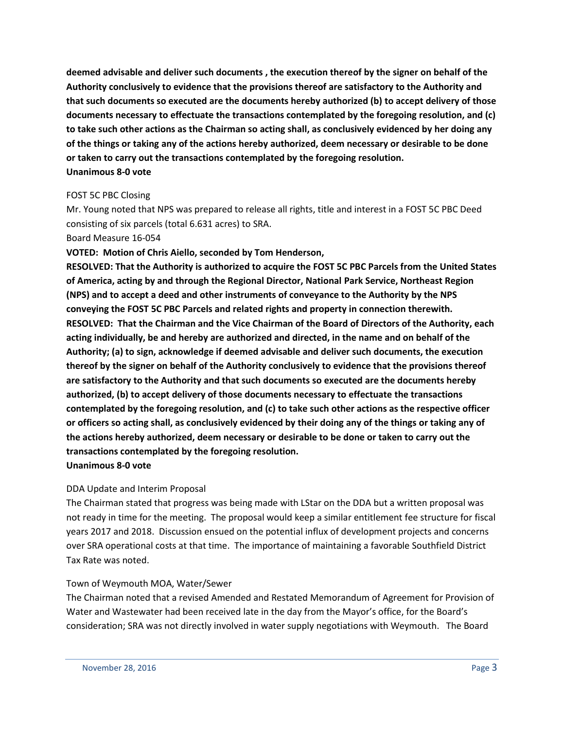**deemed advisable and deliver such documents , the execution thereof by the signer on behalf of the Authority conclusively to evidence that the provisions thereof are satisfactory to the Authority and that such documents so executed are the documents hereby authorized (b) to accept delivery of those documents necessary to effectuate the transactions contemplated by the foregoing resolution, and (c) to take such other actions as the Chairman so acting shall, as conclusively evidenced by her doing any of the things or taking any of the actions hereby authorized, deem necessary or desirable to be done or taken to carry out the transactions contemplated by the foregoing resolution.**
**Unanimous 8-0 vote**

FOST 5C PBC Closing

Mr. Young noted that NPS was prepared to release all rights, title and interest in a FOST 5C PBC Deed consisting of six parcels (total 6.631 acres) to SRA.

Board Measure 16-054

**VOTED: Motion of Chris Aiello, seconded by Tom Henderson,**

**RESOLVED: That the Authority is authorized to acquire the FOST 5C PBC Parcels from the United States of America, acting by and through the Regional Director, National Park Service, Northeast Region (NPS) and to accept a deed and other instruments of conveyance to the Authority by the NPS conveying the FOST 5C PBC Parcels and related rights and property in connection therewith.**

**RESOLVED: That the Chairman and the Vice Chairman of the Board of Directors of the Authority, each acting individually, be and hereby are authorized and directed, in the name and on behalf of the Authority; (a) to sign, acknowledge if deemed advisable and deliver such documents, the execution thereof by the signer on behalf of the Authority conclusively to evidence that the provisions thereof are satisfactory to the Authority and that such documents so executed are the documents hereby authorized, (b) to accept delivery of those documents necessary to effectuate the transactions contemplated by the foregoing resolution, and (c) to take such other actions as the respective officer or officers so acting shall, as conclusively evidenced by their doing any of the things or taking any of the actions hereby authorized, deem necessary or desirable to be done or taken to carry out the transactions contemplated by the foregoing resolution.**
**Unanimous 8-0 vote**

DDA Update and Interim Proposal

The Chairman stated that progress was being made with LStar on the DDA but a written proposal was not ready in time for the meeting. The proposal would keep a similar entitlement fee structure for fiscal years 2017 and 2018. Discussion ensued on the potential influx of development projects and concerns over SRA operational costs at that time. The importance of maintaining a favorable Southfield District Tax Rate was noted.

Town of Weymouth MOA, Water/Sewer

The Chairman noted that a revised Amended and Restated Memorandum of Agreement for Provision of Water and Wastewater had been received late in the day from the Mayor's office, for the Board's consideration; SRA was not directly involved in water supply negotiations with Weymouth. The Board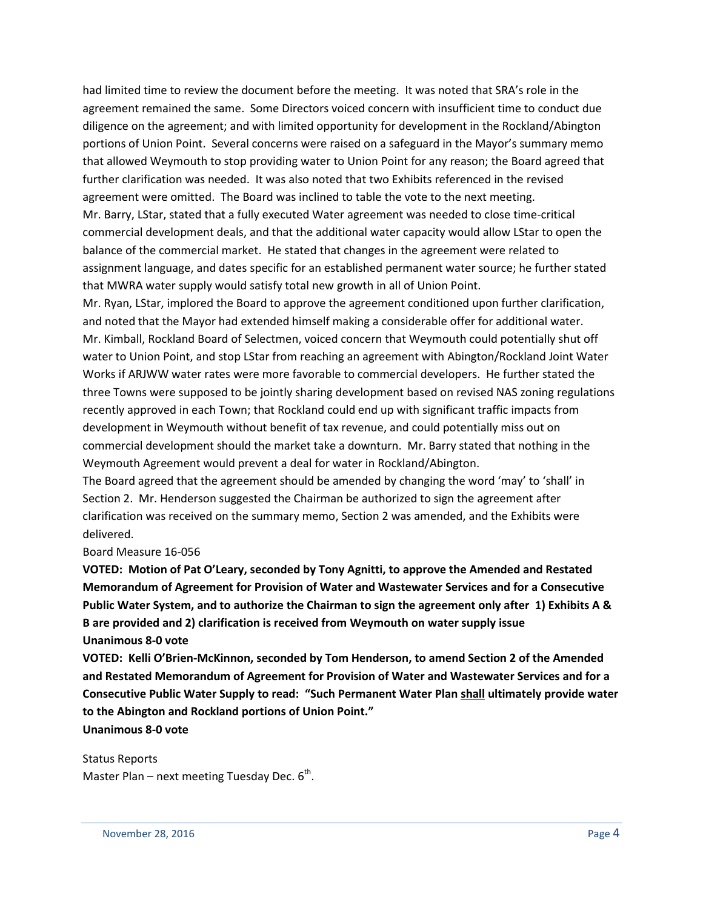had limited time to review the document before the meeting. It was noted that SRA's role in the agreement remained the same. Some Directors voiced concern with insufficient time to conduct due diligence on the agreement; and with limited opportunity for development in the Rockland/Abington portions of Union Point. Several concerns were raised on a safeguard in the Mayor's summary memo that allowed Weymouth to stop providing water to Union Point for any reason; the Board agreed that further clarification was needed. It was also noted that two Exhibits referenced in the revised agreement were omitted. The Board was inclined to table the vote to the next meeting.

Mr. Barry, LStar, stated that a fully executed Water agreement was needed to close time-critical commercial development deals, and that the additional water capacity would allow LStar to open the balance of the commercial market. He stated that changes in the agreement were related to assignment language, and dates specific for an established permanent water source; he further stated that MWRA water supply would satisfy total new growth in all of Union Point.

Mr. Ryan, LStar, implored the Board to approve the agreement conditioned upon further clarification, and noted that the Mayor had extended himself making a considerable offer for additional water.

Mr. Kimball, Rockland Board of Selectmen, voiced concern that Weymouth could potentially shut off water to Union Point, and stop LStar from reaching an agreement with Abington/Rockland Joint Water Works if ARJWW water rates were more favorable to commercial developers. He further stated the three Towns were supposed to be jointly sharing development based on revised NAS zoning regulations recently approved in each Town; that Rockland could end up with significant traffic impacts from development in Weymouth without benefit of tax revenue, and could potentially miss out on commercial development should the market take a downturn. Mr. Barry stated that nothing in the Weymouth Agreement would prevent a deal for water in Rockland/Abington.

The Board agreed that the agreement should be amended by changing the word 'may' to 'shall' in Section 2. Mr. Henderson suggested the Chairman be authorized to sign the agreement after clarification was received on the summary memo, Section 2 was amended, and the Exhibits were delivered.

Board Measure 16-056

**VOTED: Motion of Pat O'Leary, seconded by Tony Agnitti, to approve the Amended and Restated Memorandum of Agreement for Provision of Water and Wastewater Services and for a Consecutive Public Water System, and to authorize the Chairman to sign the agreement only after 1) Exhibits A & B are provided and 2) clarification is received from Weymouth on water supply issue**
**Unanimous 8-0 vote**

**VOTED: Kelli O'Brien-McKinnon, seconded by Tom Henderson, to amend Section 2 of the Amended and Restated Memorandum of Agreement for Provision of Water and Wastewater Services and for a Consecutive Public Water Supply to read: "Such Permanent Water Plan <u>shall</u> ultimately provide water to the Abington and Rockland portions of Union Point."**
**Unanimous 8-0 vote**

Status Reports

Master Plan – next meeting Tuesday Dec. 6th.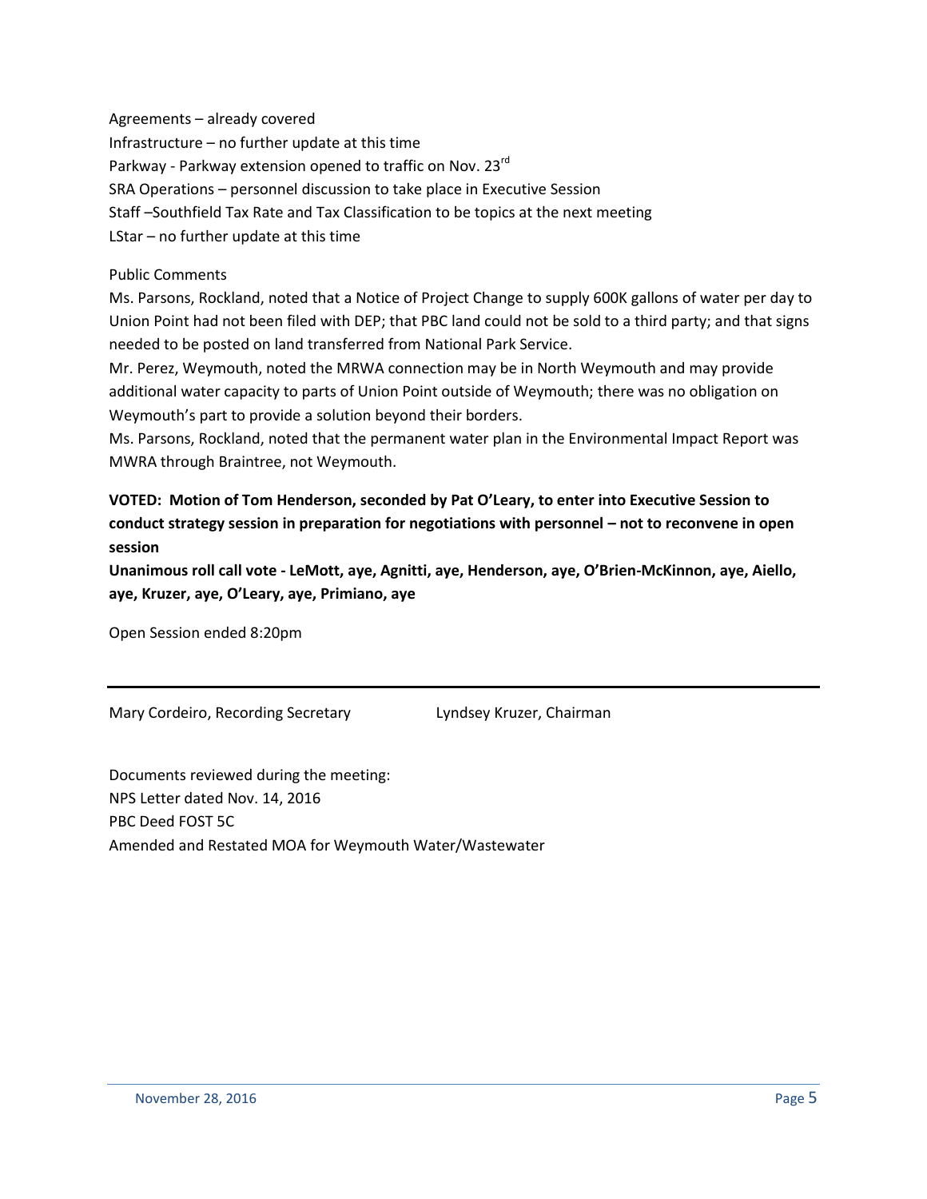Agreements – already covered
Infrastructure – no further update at this time
Parkway - Parkway extension opened to traffic on Nov. 23rd
SRA Operations – personnel discussion to take place in Executive Session
Staff –Southfield Tax Rate and Tax Classification to be topics at the next meeting
LStar – no further update at this time

Public Comments

Ms. Parsons, Rockland, noted that a Notice of Project Change to supply 600K gallons of water per day to Union Point had not been filed with DEP; that PBC land could not be sold to a third party; and that signs needed to be posted on land transferred from National Park Service.

Mr. Perez, Weymouth, noted the MRWA connection may be in North Weymouth and may provide additional water capacity to parts of Union Point outside of Weymouth; there was no obligation on Weymouth's part to provide a solution beyond their borders.

Ms. Parsons, Rockland, noted that the permanent water plan in the Environmental Impact Report was MWRA through Braintree, not Weymouth.

**VOTED: Motion of Tom Henderson, seconded by Pat O'Leary, to enter into Executive Session to conduct strategy session in preparation for negotiations with personnel – not to reconvene in open session**

**Unanimous roll call vote - LeMott, aye, Agnitti, aye, Henderson, aye, O'Brien-McKinnon, aye, Aiello, aye, Kruzer, aye, O'Leary, aye, Primiano, aye**

Open Session ended 8:20pm

---

Mary Cordeiro, Recording Secretary　　　Lyndsey Kruzer, Chairman

Documents reviewed during the meeting:
NPS Letter dated Nov. 14, 2016
PBC Deed FOST 5C
Amended and Restated MOA for Weymouth Water/Wastewater